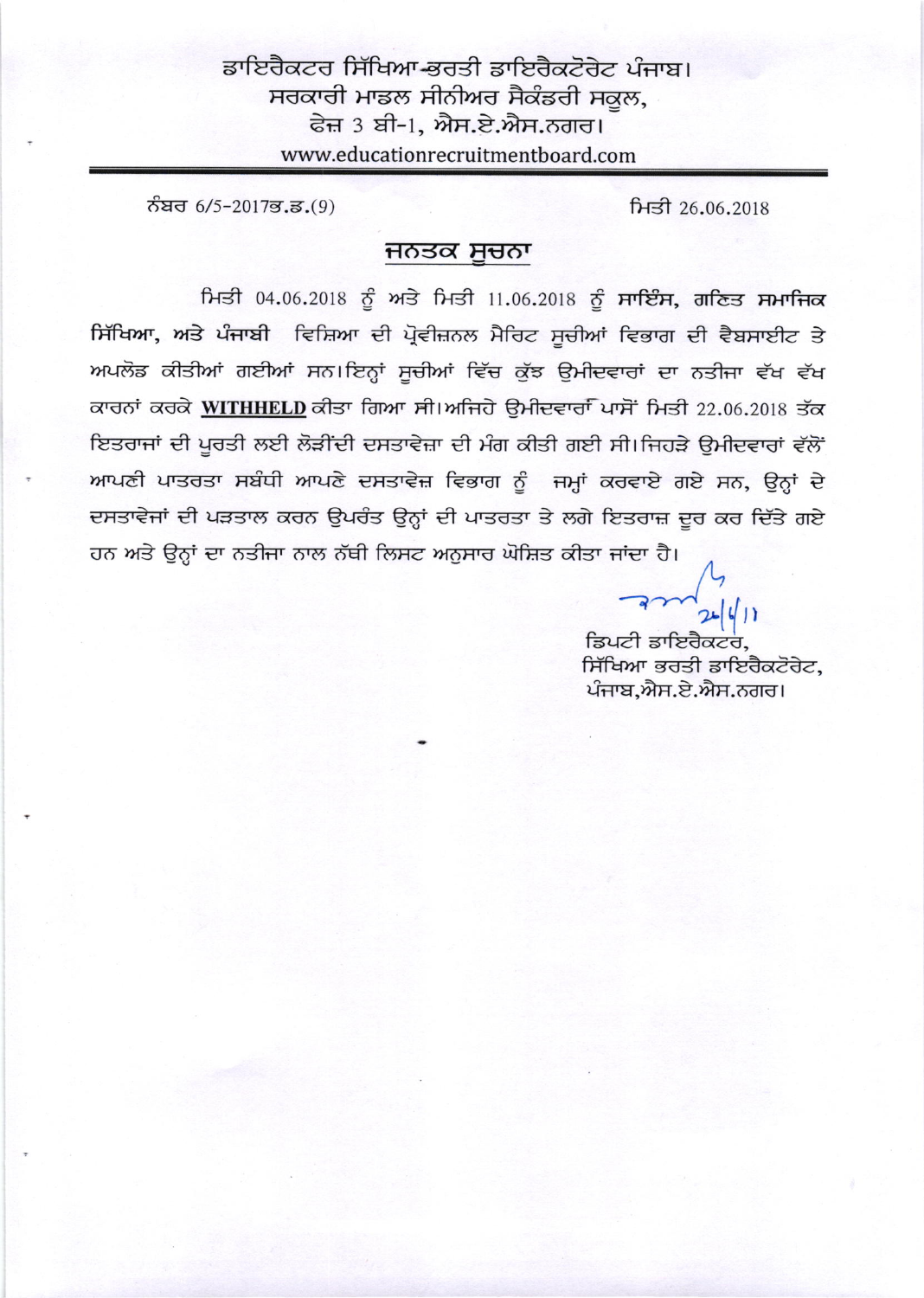# ਡਾਇਰੈਕਟਰ ਸਿੱਖਿਆ-ਭਰਤੀ ਡਾਇਰੈਕਟੋਰੇਟ ਪੰਜਾਬ।
## ਸਰਕਾਰੀ ਮਾਡਲ ਸੀਨੀਅਰ ਸੈਕੰਡਰੀ ਸਕੂਲ,
## ਫੇਜ਼ 3 ਬੀ-1, ਐਸ.ਏ.ਐਸ.ਨਗਰ।
www.educationrecruitmentboard.com

ਨੰਬਰ 6/5-2017ਭ.ਡ.(9) ਮਿਤੀ 26.06.2018

## ਜਨਤਕ ਸੂਚਨਾ

ਮਿਤੀ 04.06.2018 ਨੂੰ ਅਤੇ ਮਿਤੀ 11.06.2018 ਨੂੰ **ਸਾਇੰਸ, ਗਣਿਤ ਸਮਾਜਿਕ ਸਿੱਖਿਆ, ਅਤੇ ਪੰਜਾਬੀ** ਵਿਸ਼ਿਆ ਦੀ ਪ੍ਰੋਵੀਜ਼ਨਲ ਮੈਰਿਟ ਸੂਚੀਆਂ ਵਿਭਾਗ ਦੀ ਵੈਬਸਾਈਟ ਤੇ ਅਪਲੋਡ ਕੀਤੀਆਂ ਗਈਆਂ ਸਨ। ਇਨ੍ਹਾਂ ਸੂਚੀਆਂ ਵਿੱਚ ਕੁੱਝ ਉਮੀਦਵਾਰਾਂ ਦਾ ਨਤੀਜਾ ਵੱਖ ਵੱਖ ਕਾਰਨਾਂ ਕਰਕੇ **WITHHELD** ਕੀਤਾ ਗਿਆ ਸੀ। ਅਜਿਹੇ ਉਮੀਦਵਾਰਾਂ ਪਾਸੋਂ ਮਿਤੀ 22.06.2018 ਤੱਕ ਇਤਰਾਜਾਂ ਦੀ ਪੂਰਤੀ ਲਈ ਲੋੜੀਂਦੀ ਦਸਤਾਵੇਜ਼ਾ ਦੀ ਮੰਗ ਕੀਤੀ ਗਈ ਸੀ। ਜਿਹੜੇ ਉਮੀਦਵਾਰਾਂ ਵੱਲੋਂ ਆਪਣੀ ਪਾਤਰਤਾ ਸਬੰਧੀ ਆਪਣੇ ਦਸਤਾਵੇਜ਼ ਵਿਭਾਗ ਨੂੰ ਜਮ੍ਹਾਂ ਕਰਵਾਏ ਗਏ ਸਨ, ਉਨ੍ਹਾਂ ਦੇ ਦਸਤਾਵੇਜਾਂ ਦੀ ਪੜਤਾਲ ਕਰਨ ਉਪਰੰਤ ਉਨ੍ਹਾਂ ਦੀ ਪਾਤਰਤਾ ਤੇ ਲਗੇ ਇਤਰਾਜ਼ ਦੂਰ ਕਰ ਦਿੱਤੇ ਗਏ ਹਨ ਅਤੇ ਉਨ੍ਹਾਂ ਦਾ ਨਤੀਜਾ ਨਾਲ ਨੱਥੀ ਲਿਸਟ ਅਨੁਸਾਰ ਘੋਸ਼ਿਤ ਕੀਤਾ ਜਾਂਦਾ ਹੈ।

26/6/18

ਡਿਪਟੀ ਡਾਇਰੈਕਟਰ,
ਸਿੱਖਿਆ ਭਰਤੀ ਡਾਇਰੈਕਟੋਰੇਟ,
ਪੰਜਾਬ,ਐਸ.ਏ.ਐਸ.ਨਗਰ।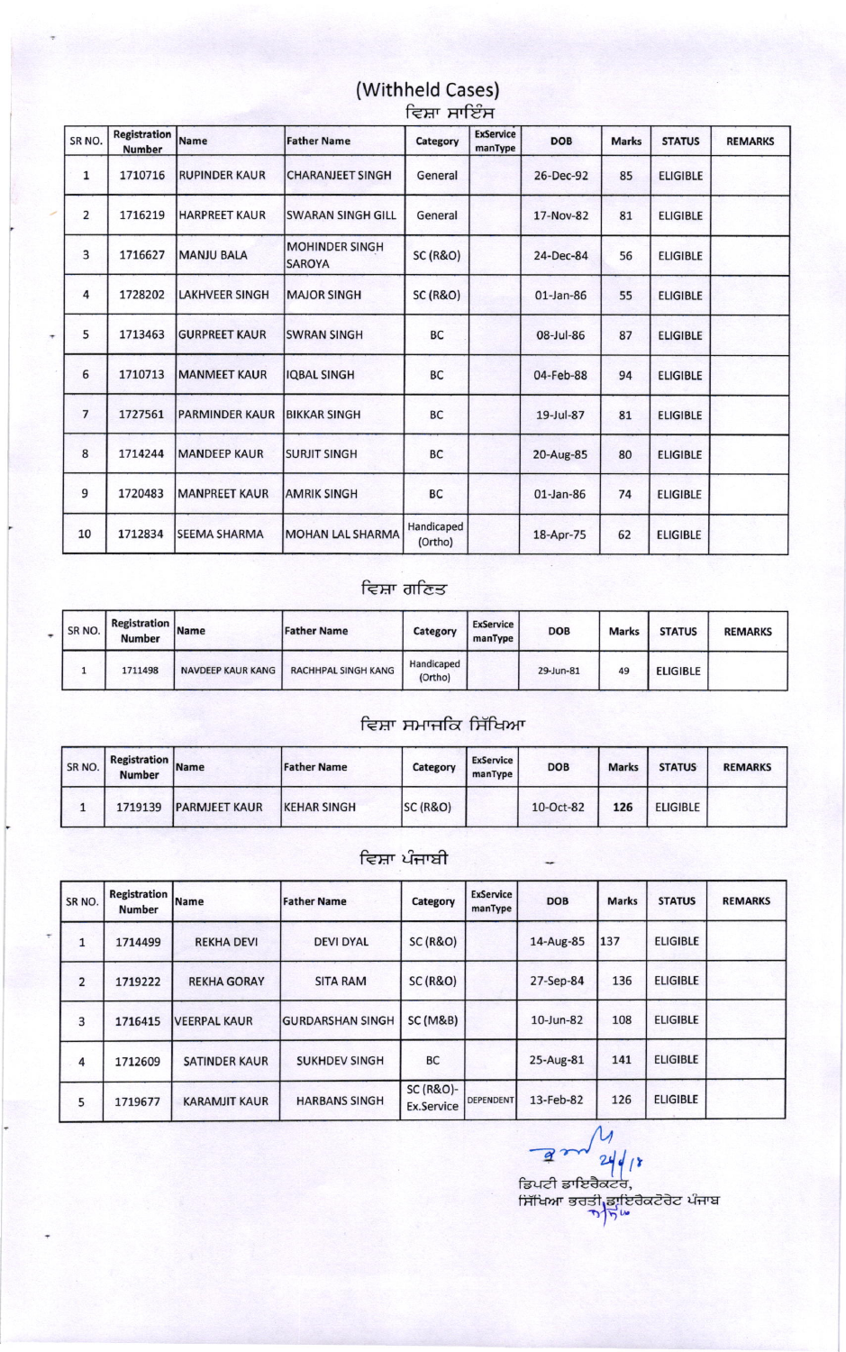# (Withheld Cases)

## ਵਿਸ਼ਾ ਸਾਇੰਸ

| SR NO. | Registration Number | Name | Father Name | Category | ExService manType | DOB | Marks | STATUS | REMARKS |
|---|---|---|---|---|---|---|---|---|---|
| 1 | 1710716 | RUPINDER KAUR | CHARANJEET SINGH | General | | 26-Dec-92 | 85 | ELIGIBLE | |
| 2 | 1716219 | HARPREET KAUR | SWARAN SINGH GILL | General | | 17-Nov-82 | 81 | ELIGIBLE | |
| 3 | 1716627 | MANJU BALA | MOHINDER SINGH SAROYA | SC (R&O) | | 24-Dec-84 | 56 | ELIGIBLE | |
| 4 | 1728202 | LAKHVEER SINGH | MAJOR SINGH | SC (R&O) | | 01-Jan-86 | 55 | ELIGIBLE | |
| 5 | 1713463 | GURPREET KAUR | SWRAN SINGH | BC | | 08-Jul-86 | 87 | ELIGIBLE | |
| 6 | 1710713 | MANMEET KAUR | IQBAL SINGH | BC | | 04-Feb-88 | 94 | ELIGIBLE | |
| 7 | 1727561 | PARMINDER KAUR | BIKKAR SINGH | BC | | 19-Jul-87 | 81 | ELIGIBLE | |
| 8 | 1714244 | MANDEEP KAUR | SURJIT SINGH | BC | | 20-Aug-85 | 80 | ELIGIBLE | |
| 9 | 1720483 | MANPREET KAUR | AMRIK SINGH | BC | | 01-Jan-86 | 74 | ELIGIBLE | |
| 10 | 1712834 | SEEMA SHARMA | MOHAN LAL SHARMA | Handicaped (Ortho) | | 18-Apr-75 | 62 | ELIGIBLE | |

## ਵਿਸ਼ਾ ਗਣਿਤ

| SR NO. | Registration Number | Name | Father Name | Category | ExService manType | DOB | Marks | STATUS | REMARKS |
|---|---|---|---|---|---|---|---|---|---|
| 1 | 1711498 | NAVDEEP KAUR KANG | RACHHPAL SINGH KANG | Handicaped (Ortho) | | 29-Jun-81 | 49 | ELIGIBLE | |

## ਵਿਸ਼ਾ ਸਮਾਜਕਿ ਸਿੱਖਿਆ

| SR NO. | Registration Number | Name | Father Name | Category | ExService manType | DOB | Marks | STATUS | REMARKS |
|---|---|---|---|---|---|---|---|---|---|
| 1 | 1719139 | PARMJEET KAUR | KEHAR SINGH | SC (R&O) | | 10-Oct-82 | 126 | ELIGIBLE | |

## ਵਿਸ਼ਾ ਪੰਜਾਬੀ

| SR NO. | Registration Number | Name | Father Name | Category | ExService manType | DOB | Marks | STATUS | REMARKS |
|---|---|---|---|---|---|---|---|---|---|
| 1 | 1714499 | REKHA DEVI | DEVI DYAL | SC (R&O) | | 14-Aug-85 | 137 | ELIGIBLE | |
| 2 | 1719222 | REKHA GORAY | SITA RAM | SC (R&O) | | 27-Sep-84 | 136 | ELIGIBLE | |
| 3 | 1716415 | VEERPAL KAUR | GURDARSHAN SINGH | SC (M&B) | | 10-Jun-82 | 108 | ELIGIBLE | |
| 4 | 1712609 | SATINDER KAUR | SUKHDEV SINGH | BC | | 25-Aug-81 | 141 | ELIGIBLE | |
| 5 | 1719677 | KARAMJIT KAUR | HARBANS SINGH | SC (R&O)-Ex.Service | DEPENDENT | 13-Feb-82 | 126 | ELIGIBLE | |

24/4/18

ਡਿਪਟੀ ਡਾਇਰੈਕਟਰ,
ਸਿੱਖਿਆ ਭਰਤੀ ਡਾਇਰੈਕਟੋਰੇਟ ਪੰਜਾਬ